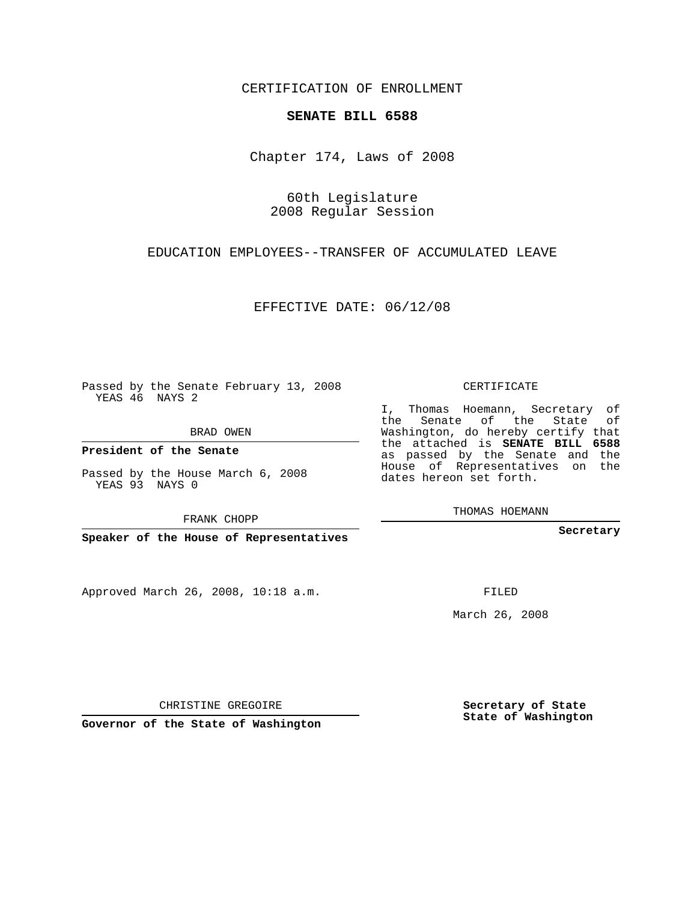CERTIFICATION OF ENROLLMENT

**SENATE BILL 6588**

Chapter 174, Laws of 2008

60th Legislature
2008 Regular Session

EDUCATION EMPLOYEES--TRANSFER OF ACCUMULATED LEAVE

EFFECTIVE DATE: 06/12/08

Passed by the Senate February 13, 2008
YEAS 46 NAYS 2

BRAD OWEN

**President of the Senate**

Passed by the House March 6, 2008
YEAS 93 NAYS 0

FRANK CHOPP

**Speaker of the House of Representatives**

Approved March 26, 2008, 10:18 a.m.

CHRISTINE GREGOIRE

**Governor of the State of Washington**

CERTIFICATE

I, Thomas Hoemann, Secretary of the Senate of the State of Washington, do hereby certify that the attached is **SENATE BILL 6588** as passed by the Senate and the House of Representatives on the dates hereon set forth.

THOMAS HOEMANN

**Secretary**

FILED

March 26, 2008

**Secretary of State**
**State of Washington**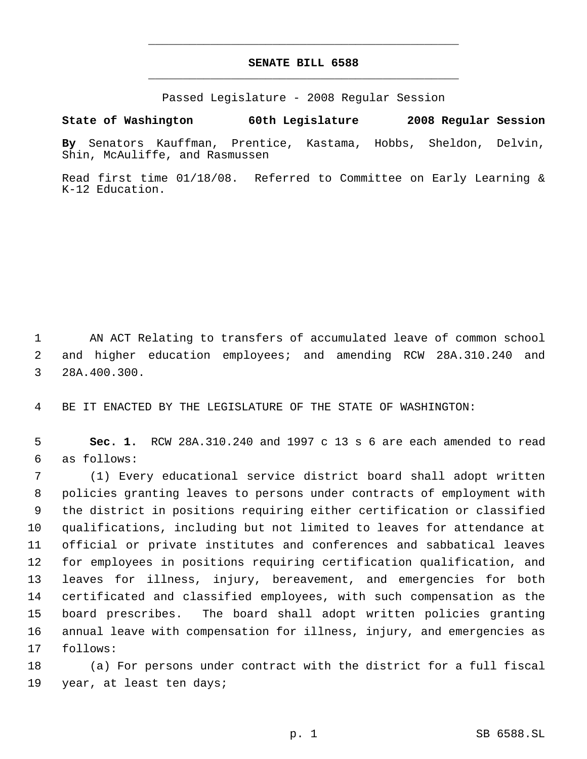# SENATE BILL 6588

Passed Legislature - 2008 Regular Session

**State of Washington 60th Legislature 2008 Regular Session**

**By** Senators Kauffman, Prentice, Kastama, Hobbs, Sheldon, Delvin, Shin, McAuliffe, and Rasmussen

Read first time 01/18/08. Referred to Committee on Early Learning & K-12 Education.

1 AN ACT Relating to transfers of accumulated leave of common school 2 and higher education employees; and amending RCW 28A.310.240 and 3 28A.400.300.

4 BE IT ENACTED BY THE LEGISLATURE OF THE STATE OF WASHINGTON:

5 **Sec. 1.** RCW 28A.310.240 and 1997 c 13 s 6 are each amended to read 6 as follows:

7 (1) Every educational service district board shall adopt written 8 policies granting leaves to persons under contracts of employment with 9 the district in positions requiring either certification or classified 10 qualifications, including but not limited to leaves for attendance at 11 official or private institutes and conferences and sabbatical leaves 12 for employees in positions requiring certification qualification, and 13 leaves for illness, injury, bereavement, and emergencies for both 14 certificated and classified employees, with such compensation as the 15 board prescribes. The board shall adopt written policies granting 16 annual leave with compensation for illness, injury, and emergencies as 17 follows:

18 (a) For persons under contract with the district for a full fiscal 19 year, at least ten days;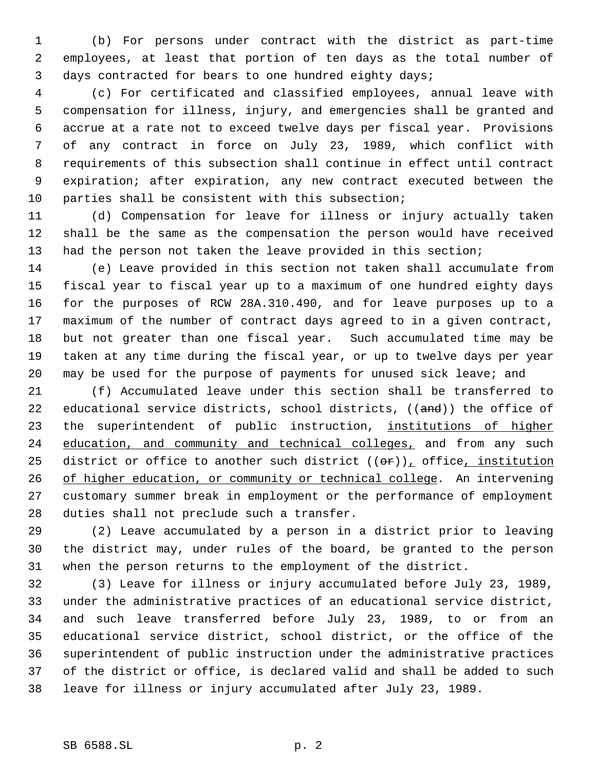(b) For persons under contract with the district as part-time employees, at least that portion of ten days as the total number of days contracted for bears to one hundred eighty days;

(c) For certificated and classified employees, annual leave with compensation for illness, injury, and emergencies shall be granted and accrue at a rate not to exceed twelve days per fiscal year. Provisions of any contract in force on July 23, 1989, which conflict with requirements of this subsection shall continue in effect until contract expiration; after expiration, any new contract executed between the parties shall be consistent with this subsection;

(d) Compensation for leave for illness or injury actually taken shall be the same as the compensation the person would have received had the person not taken the leave provided in this section;

(e) Leave provided in this section not taken shall accumulate from fiscal year to fiscal year up to a maximum of one hundred eighty days for the purposes of RCW 28A.310.490, and for leave purposes up to a maximum of the number of contract days agreed to in a given contract, but not greater than one fiscal year. Such accumulated time may be taken at any time during the fiscal year, or up to twelve days per year may be used for the purpose of payments for unused sick leave; and

(f) Accumulated leave under this section shall be transferred to educational service districts, school districts, ((~~and~~)) the office of the superintendent of public instruction, <u>institutions of higher education, and community and technical colleges,</u> and from any such district or office to another such district ((~~or~~))<u>,</u> office<u>, institution of higher education, or community or technical college</u>. An intervening customary summer break in employment or the performance of employment duties shall not preclude such a transfer.

(2) Leave accumulated by a person in a district prior to leaving the district may, under rules of the board, be granted to the person when the person returns to the employment of the district.

(3) Leave for illness or injury accumulated before July 23, 1989, under the administrative practices of an educational service district, and such leave transferred before July 23, 1989, to or from an educational service district, school district, or the office of the superintendent of public instruction under the administrative practices of the district or office, is declared valid and shall be added to such leave for illness or injury accumulated after July 23, 1989.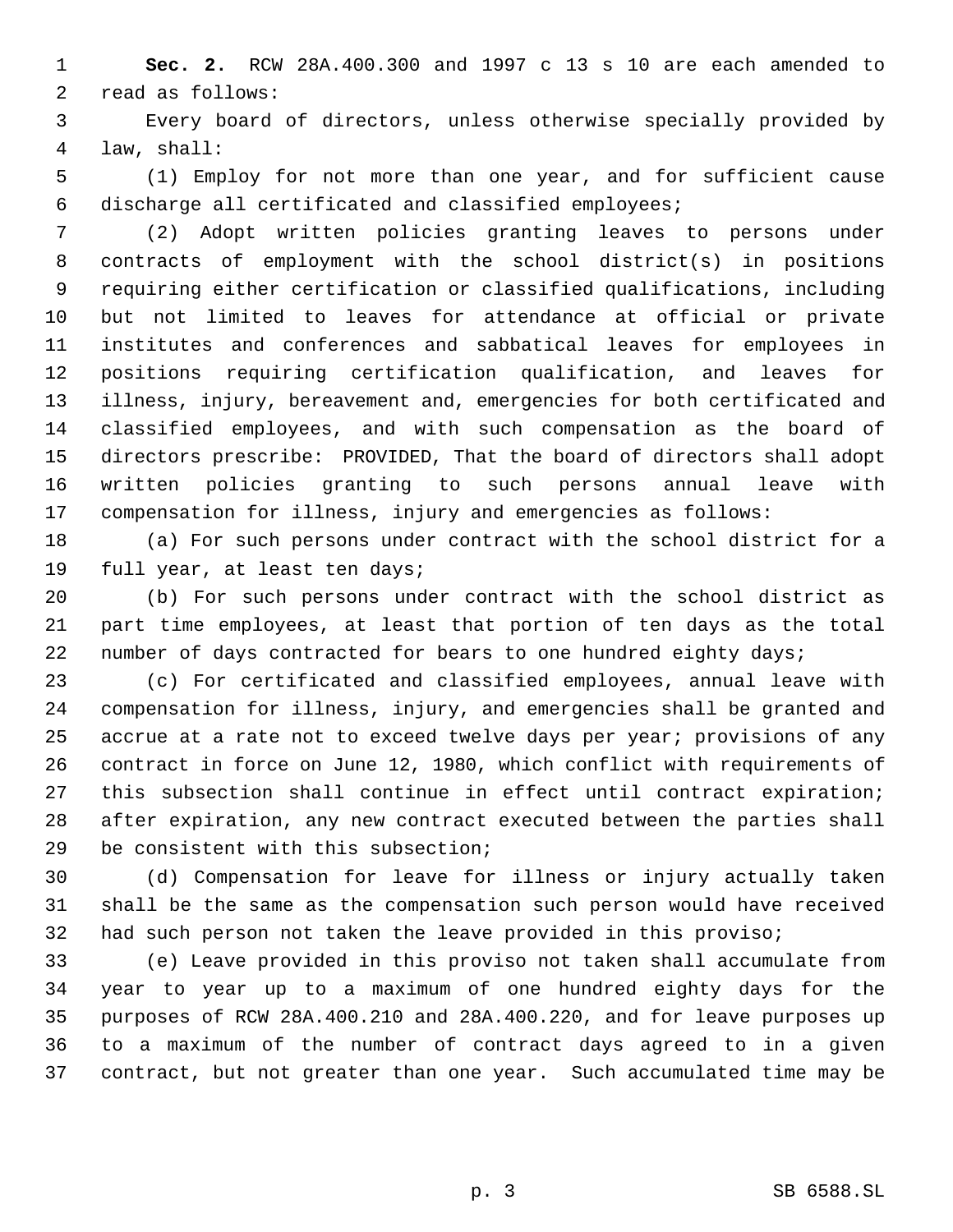**Sec. 2.** RCW 28A.400.300 and 1997 c 13 s 10 are each amended to read as follows:

Every board of directors, unless otherwise specially provided by law, shall:

(1) Employ for not more than one year, and for sufficient cause discharge all certificated and classified employees;

(2) Adopt written policies granting leaves to persons under contracts of employment with the school district(s) in positions requiring either certification or classified qualifications, including but not limited to leaves for attendance at official or private institutes and conferences and sabbatical leaves for employees in positions requiring certification qualification, and leaves for illness, injury, bereavement and, emergencies for both certificated and classified employees, and with such compensation as the board of directors prescribe: PROVIDED, That the board of directors shall adopt written policies granting to such persons annual leave with compensation for illness, injury and emergencies as follows:

(a) For such persons under contract with the school district for a full year, at least ten days;

(b) For such persons under contract with the school district as part time employees, at least that portion of ten days as the total number of days contracted for bears to one hundred eighty days;

(c) For certificated and classified employees, annual leave with compensation for illness, injury, and emergencies shall be granted and accrue at a rate not to exceed twelve days per year; provisions of any contract in force on June 12, 1980, which conflict with requirements of this subsection shall continue in effect until contract expiration; after expiration, any new contract executed between the parties shall be consistent with this subsection;

(d) Compensation for leave for illness or injury actually taken shall be the same as the compensation such person would have received had such person not taken the leave provided in this proviso;

(e) Leave provided in this proviso not taken shall accumulate from year to year up to a maximum of one hundred eighty days for the purposes of RCW 28A.400.210 and 28A.400.220, and for leave purposes up to a maximum of the number of contract days agreed to in a given contract, but not greater than one year. Such accumulated time may be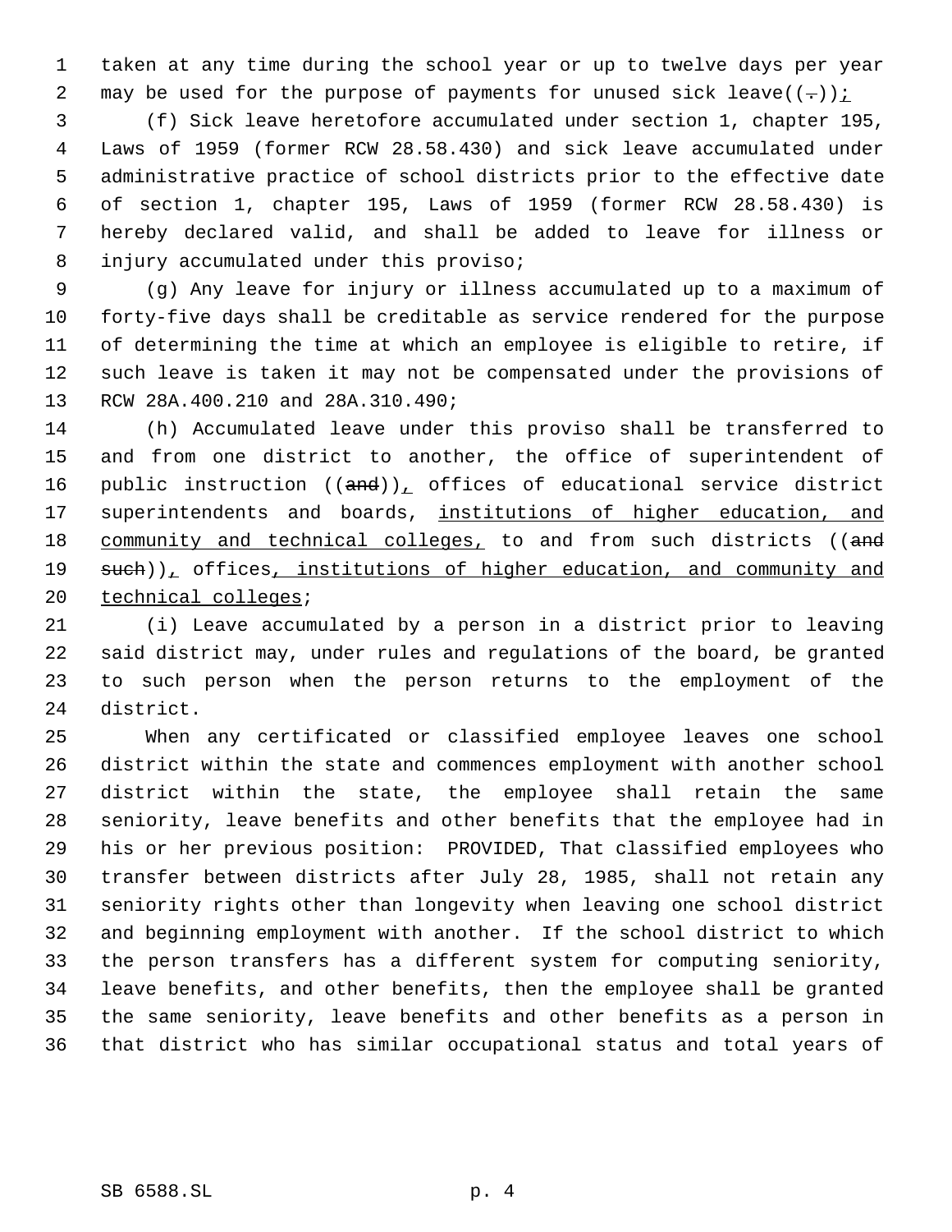taken at any time during the school year or up to twelve days per year may be used for the purpose of payments for unused sick leave((.));

(f) Sick leave heretofore accumulated under section 1, chapter 195, Laws of 1959 (former RCW 28.58.430) and sick leave accumulated under administrative practice of school districts prior to the effective date of section 1, chapter 195, Laws of 1959 (former RCW 28.58.430) is hereby declared valid, and shall be added to leave for illness or injury accumulated under this proviso;

(g) Any leave for injury or illness accumulated up to a maximum of forty-five days shall be creditable as service rendered for the purpose of determining the time at which an employee is eligible to retire, if such leave is taken it may not be compensated under the provisions of RCW 28A.400.210 and 28A.310.490;

(h) Accumulated leave under this proviso shall be transferred to and from one district to another, the office of superintendent of public instruction ((~~and~~)), offices of educational service district superintendents and boards, institutions of higher education, and community and technical colleges, to and from such districts ((~~and such~~)), offices, institutions of higher education, and community and technical colleges;

(i) Leave accumulated by a person in a district prior to leaving said district may, under rules and regulations of the board, be granted to such person when the person returns to the employment of the district.

When any certificated or classified employee leaves one school district within the state and commences employment with another school district within the state, the employee shall retain the same seniority, leave benefits and other benefits that the employee had in his or her previous position: PROVIDED, That classified employees who transfer between districts after July 28, 1985, shall not retain any seniority rights other than longevity when leaving one school district and beginning employment with another. If the school district to which the person transfers has a different system for computing seniority, leave benefits, and other benefits, then the employee shall be granted the same seniority, leave benefits and other benefits as a person in that district who has similar occupational status and total years of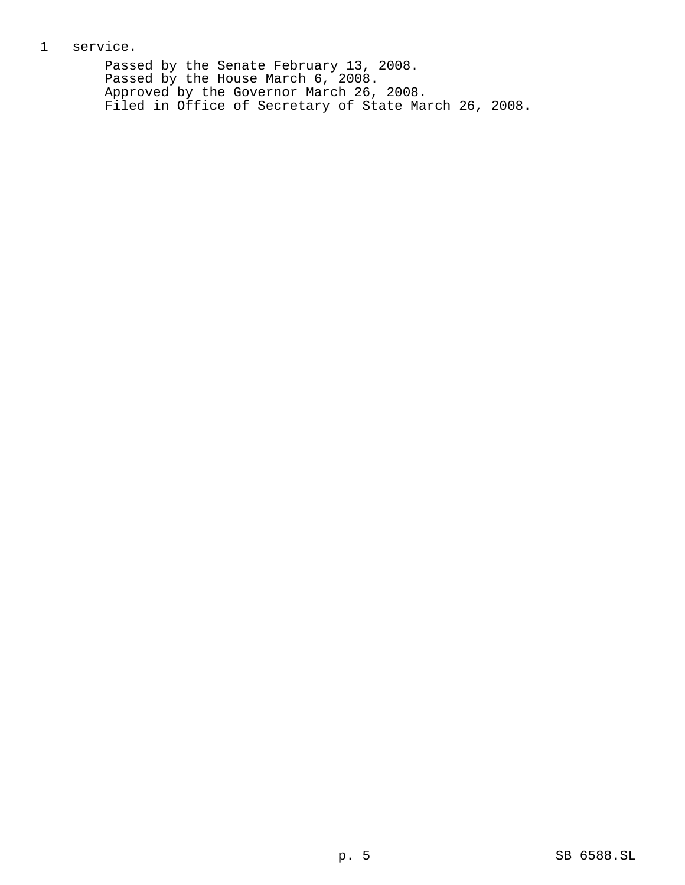service.

Passed by the Senate February 13, 2008.
Passed by the House March 6, 2008.
Approved by the Governor March 26, 2008.
Filed in Office of Secretary of State March 26, 2008.